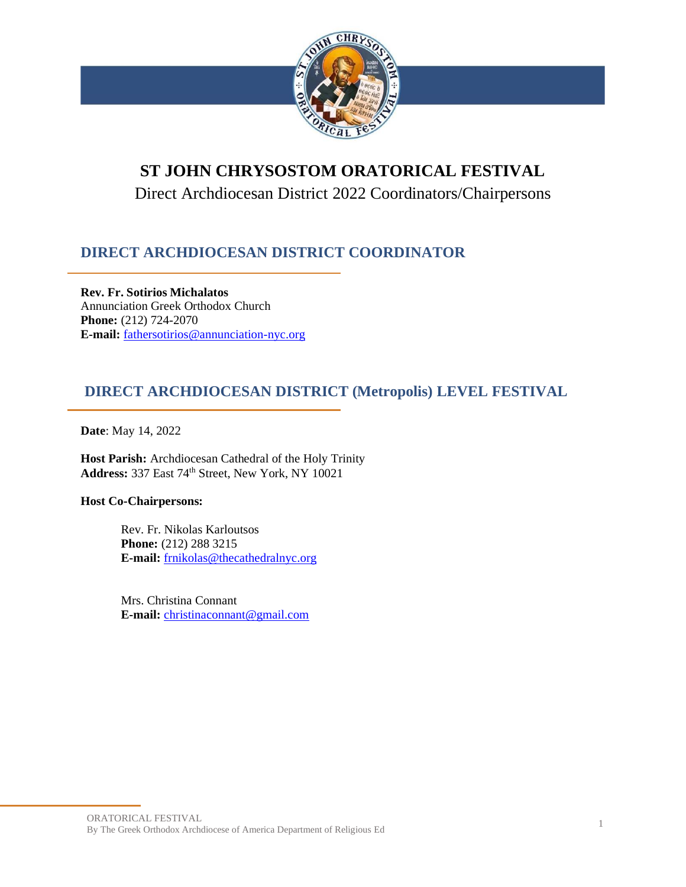# ST JOHN CHRYSOSTOM ORATORICAL FESTIVAL

Direct Archdiocesan District 2022 Coordinators/Chairpersons

## DIRECT ARCHDIOCESAN DISTRICT COORDINATOR

**Rev. Fr. Sotirios Michalatos**
Annunciation Greek Orthodox Church
**Phone:** (212) 724-2070
**E-mail:** fathersotirios@annunciation-nyc.org

## DIRECT ARCHDIOCESAN DISTRICT (Metropolis) LEVEL FESTIVAL

**Date**: May 14, 2022

**Host Parish:** Archdiocesan Cathedral of the Holy Trinity
**Address:** 337 East 74th Street, New York, NY 10021

**Host Co-Chairpersons:**

Rev. Fr. Nikolas Karloutsos
**Phone:** (212) 288 3215
**E-mail:** frnikolas@thecathedralnyc.org

Mrs. Christina Connant
**E-mail:** christinaconnant@gmail.com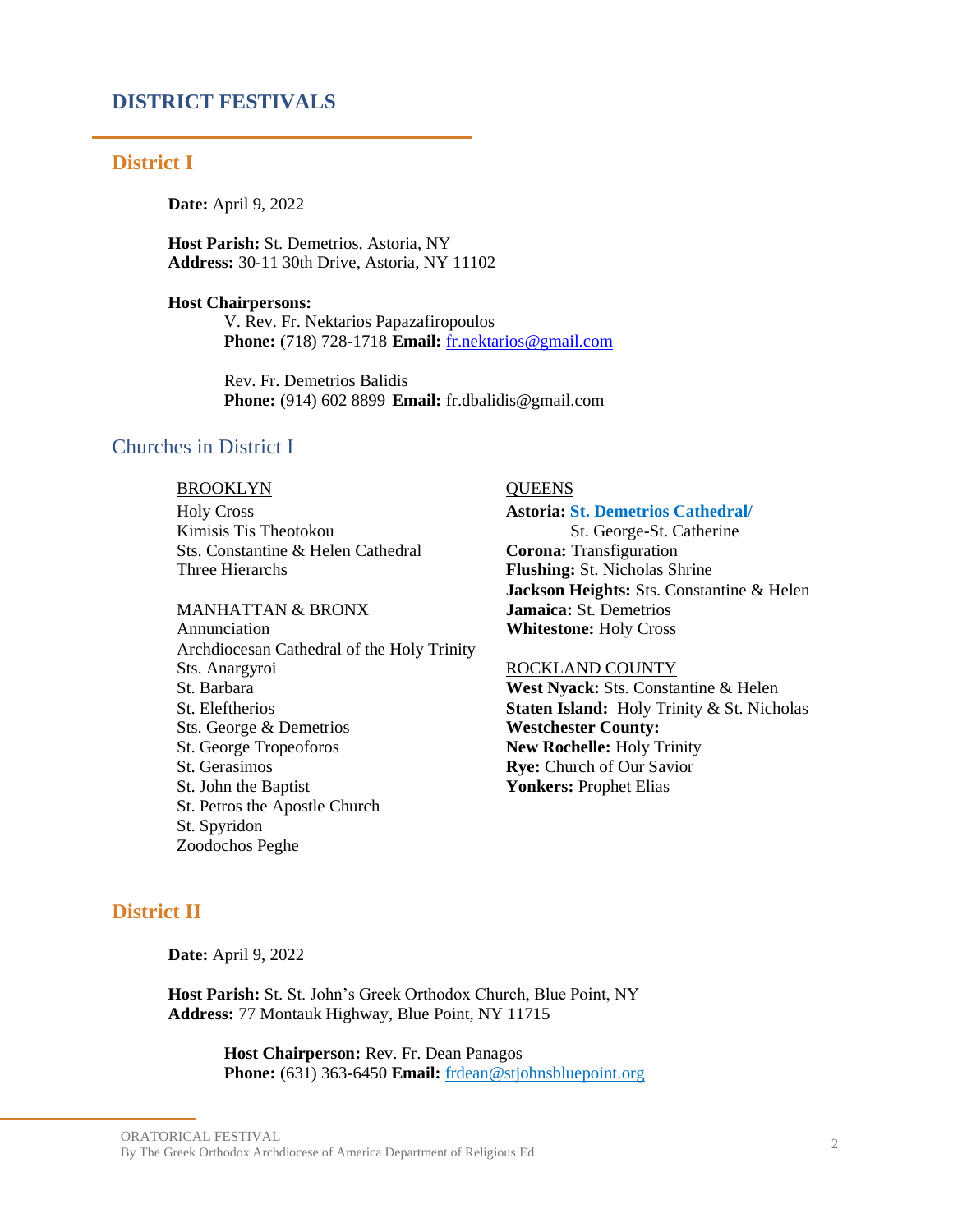# DISTRICT FESTIVALS

## District I

**Date:** April 9, 2022

**Host Parish:** St. Demetrios, Astoria, NY
**Address:** 30-11 30th Drive, Astoria, NY 11102

**Host Chairpersons:**

V. Rev. Fr. Nektarios Papazafiropoulos
**Phone:** (718) 728-1718 **Email:** fr.nektarios@gmail.com

Rev. Fr. Demetrios Balidis
**Phone:** (914) 602 8899 **Email:** fr.dbalidis@gmail.com

### Churches in District I

BROOKLYN
Holy Cross
Kimisis Tis Theotokou
Sts. Constantine & Helen Cathedral
Three Hierarchs

MANHATTAN & BRONX
Annunciation
Archdiocesan Cathedral of the Holy Trinity
Sts. Anargyroi
St. Barbara
St. Eleftherios
Sts. George & Demetrios
St. George Tropeoforos
St. Gerasimos
St. John the Baptist
St. Petros the Apostle Church
St. Spyridon
Zoodochos Peghe

QUEENS
**Astoria:** **St. Demetrios Cathedral/**
St. George-St. Catherine
**Corona:** Transfiguration
**Flushing:** St. Nicholas Shrine
**Jackson Heights:** Sts. Constantine & Helen
**Jamaica:** St. Demetrios
**Whitestone:** Holy Cross

ROCKLAND COUNTY
**West Nyack:** Sts. Constantine & Helen
**Staten Island:** Holy Trinity & St. Nicholas
**Westchester County:**
**New Rochelle:** Holy Trinity
**Rye:** Church of Our Savior
**Yonkers:** Prophet Elias

## District II

**Date:** April 9, 2022

**Host Parish:** St. St. John's Greek Orthodox Church, Blue Point, NY
**Address:** 77 Montauk Highway, Blue Point, NY 11715

**Host Chairperson:** Rev. Fr. Dean Panagos
**Phone:** (631) 363-6450 **Email:** frdean@stjohnsbluepoint.org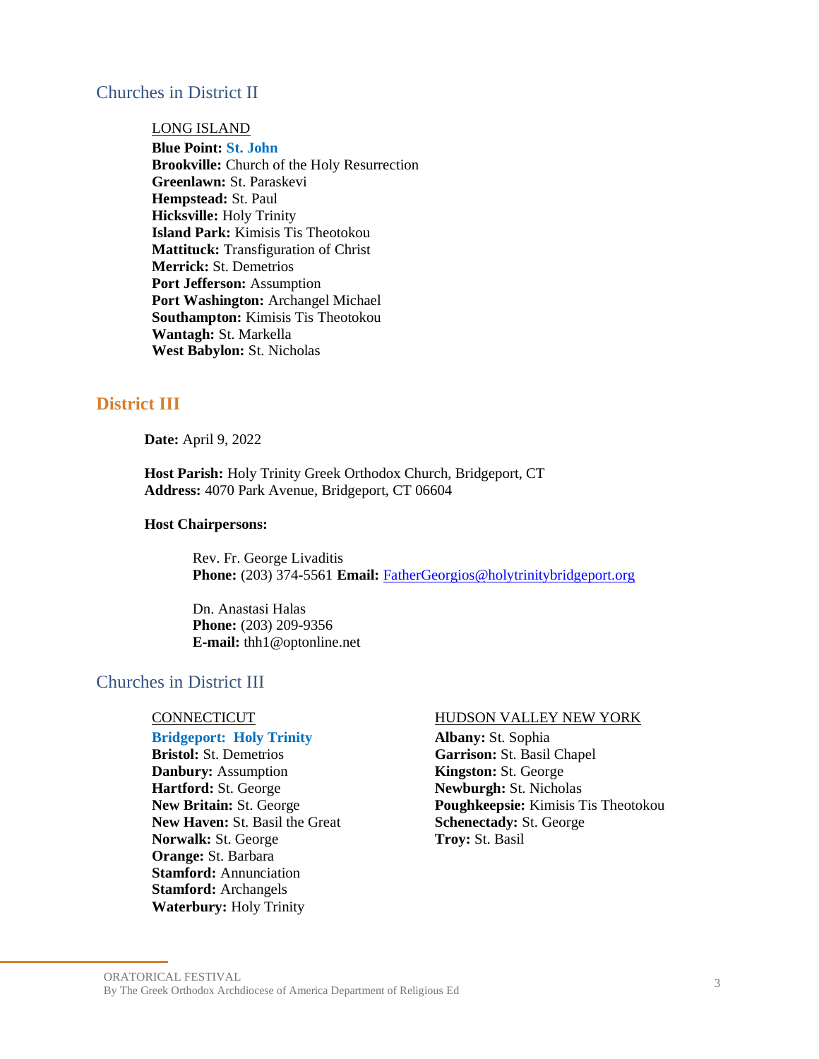### Churches in District II

LONG ISLAND

**Blue Point: St. John**
**Brookville:** Church of the Holy Resurrection
**Greenlawn:** St. Paraskevi
**Hempstead:** St. Paul
**Hicksville:** Holy Trinity
**Island Park:** Kimisis Tis Theotokou
**Mattituck:** Transfiguration of Christ
**Merrick:** St. Demetrios
**Port Jefferson:** Assumption
**Port Washington:** Archangel Michael
**Southampton:** Kimisis Tis Theotokou
**Wantagh:** St. Markella
**West Babylon:** St. Nicholas

## District III

**Date:** April 9, 2022

**Host Parish:** Holy Trinity Greek Orthodox Church, Bridgeport, CT
**Address:** 4070 Park Avenue, Bridgeport, CT 06604

**Host Chairpersons:**

Rev. Fr. George Livaditis
**Phone:** (203) 374-5561 **Email:** FatherGeorgios@holytrinitybridgeport.org

Dn. Anastasi Halas
**Phone:** (203) 209-9356
**E-mail:** thh1@optonline.net

### Churches in District III

CONNECTICUT

**Bridgeport: Holy Trinity**
**Bristol:** St. Demetrios
**Danbury:** Assumption
**Hartford:** St. George
**New Britain:** St. George
**New Haven:** St. Basil the Great
**Norwalk:** St. George
**Orange:** St. Barbara
**Stamford:** Annunciation
**Stamford:** Archangels
**Waterbury:** Holy Trinity

HUDSON VALLEY NEW YORK

**Albany:** St. Sophia
**Garrison:** St. Basil Chapel
**Kingston:** St. George
**Newburgh:** St. Nicholas
**Poughkeepsie:** Kimisis Tis Theotokou
**Schenectady:** St. George
**Troy:** St. Basil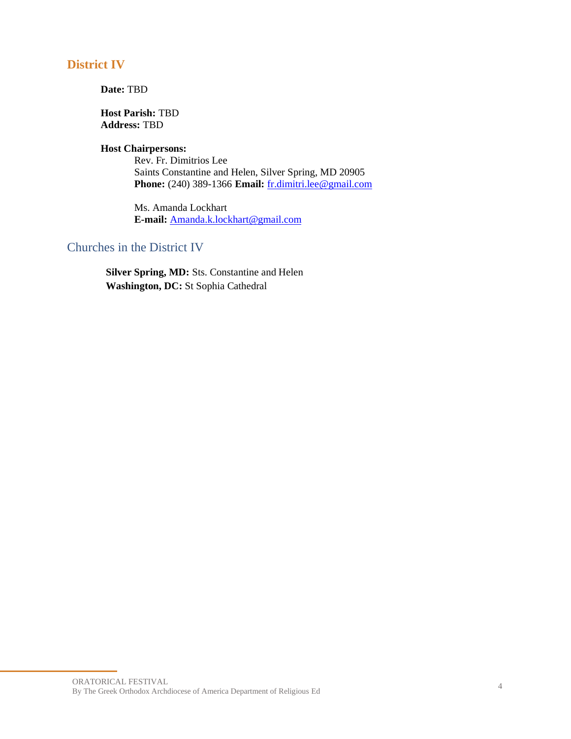## District IV

**Date:** TBD

**Host Parish:** TBD
**Address:** TBD

**Host Chairpersons:**

Rev. Fr. Dimitrios Lee
Saints Constantine and Helen, Silver Spring, MD 20905
**Phone:** (240) 389-1366 **Email:** fr.dimitri.lee@gmail.com

Ms. Amanda Lockhart
**E-mail:** Amanda.k.lockhart@gmail.com

### Churches in the District IV

**Silver Spring, MD:** Sts. Constantine and Helen
**Washington, DC:** St Sophia Cathedral